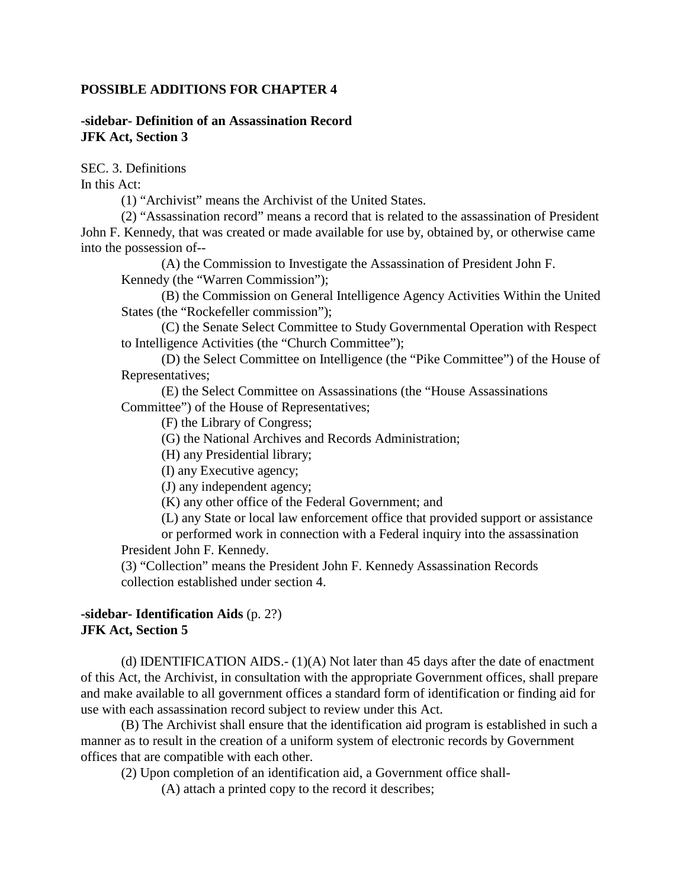**POSSIBLE ADDITIONS FOR CHAPTER 4**

**-sidebar- Definition of an Assassination Record**
**JFK Act, Section 3**

SEC. 3. Definitions
In this Act:

(1) "Archivist" means the Archivist of the United States.

(2) "Assassination record" means a record that is related to the assassination of President John F. Kennedy, that was created or made available for use by, obtained by, or otherwise came into the possession of--

(A) the Commission to Investigate the Assassination of President John F. Kennedy (the "Warren Commission");

(B) the Commission on General Intelligence Agency Activities Within the United States (the "Rockefeller commission");

(C) the Senate Select Committee to Study Governmental Operation with Respect to Intelligence Activities (the "Church Committee");

(D) the Select Committee on Intelligence (the "Pike Committee") of the House of Representatives;

(E) the Select Committee on Assassinations (the "House Assassinations Committee") of the House of Representatives;

(F) the Library of Congress;

(G) the National Archives and Records Administration;

(H) any Presidential library;

(I) any Executive agency;

(J) any independent agency;

(K) any other office of the Federal Government; and

(L) any State or local law enforcement office that provided support or assistance or performed work in connection with a Federal inquiry into the assassination President John F. Kennedy.

(3) "Collection" means the President John F. Kennedy Assassination Records collection established under section 4.

**-sidebar- Identification Aids** (p. 2?)
**JFK Act, Section 5**

(d) IDENTIFICATION AIDS.- (1)(A) Not later than 45 days after the date of enactment of this Act, the Archivist, in consultation with the appropriate Government offices, shall prepare and make available to all government offices a standard form of identification or finding aid for use with each assassination record subject to review under this Act.

(B) The Archivist shall ensure that the identification aid program is established in such a manner as to result in the creation of a uniform system of electronic records by Government offices that are compatible with each other.

(2) Upon completion of an identification aid, a Government office shall-

(A) attach a printed copy to the record it describes;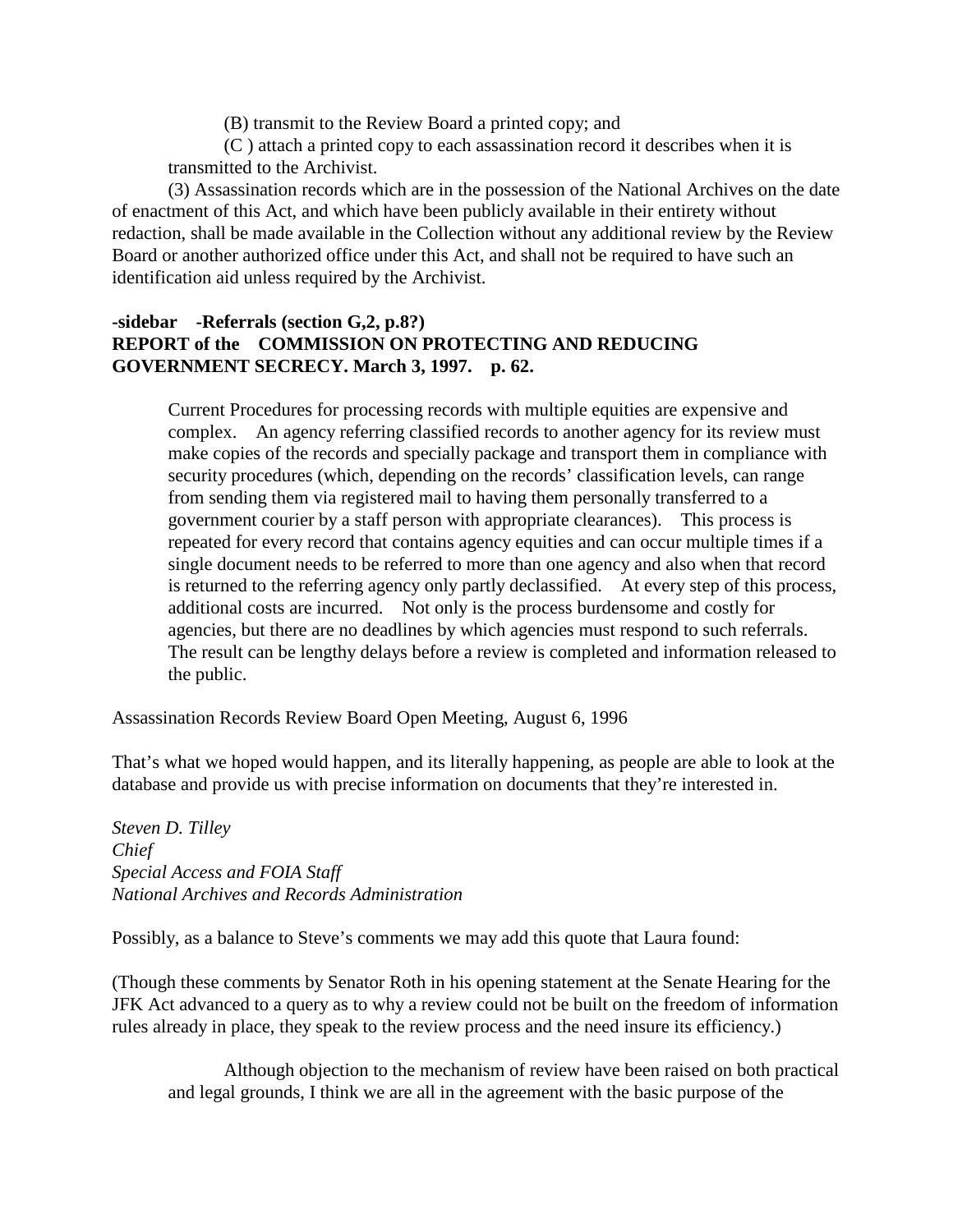(B) transmit to the Review Board a printed copy; and

(C ) attach a printed copy to each assassination record it describes when it is transmitted to the Archivist.

(3) Assassination records which are in the possession of the National Archives on the date of enactment of this Act, and which have been publicly available in their entirety without redaction, shall be made available in the Collection without any additional review by the Review Board or another authorized office under this Act, and shall not be required to have such an identification aid unless required by the Archivist.

**-sidebar -Referrals (section G,2, p.8?)**
**REPORT of the COMMISSION ON PROTECTING AND REDUCING GOVERNMENT SECRECY. March 3, 1997. p. 62.**

> Current Procedures for processing records with multiple equities are expensive and complex. An agency referring classified records to another agency for its review must make copies of the records and specially package and transport them in compliance with security procedures (which, depending on the records' classification levels, can range from sending them via registered mail to having them personally transferred to a government courier by a staff person with appropriate clearances). This process is repeated for every record that contains agency equities and can occur multiple times if a single document needs to be referred to more than one agency and also when that record is returned to the referring agency only partly declassified. At every step of this process, additional costs are incurred. Not only is the process burdensome and costly for agencies, but there are no deadlines by which agencies must respond to such referrals. The result can be lengthy delays before a review is completed and information released to the public.

Assassination Records Review Board Open Meeting, August 6, 1996

That's what we hoped would happen, and its literally happening, as people are able to look at the database and provide us with precise information on documents that they're interested in.

*Steven D. Tilley*
*Chief*
*Special Access and FOIA Staff*
*National Archives and Records Administration*

Possibly, as a balance to Steve's comments we may add this quote that Laura found:

(Though these comments by Senator Roth in his opening statement at the Senate Hearing for the JFK Act advanced to a query as to why a review could not be built on the freedom of information rules already in place, they speak to the review process and the need insure its efficiency.)

> Although objection to the mechanism of review have been raised on both practical and legal grounds, I think we are all in the agreement with the basic purpose of the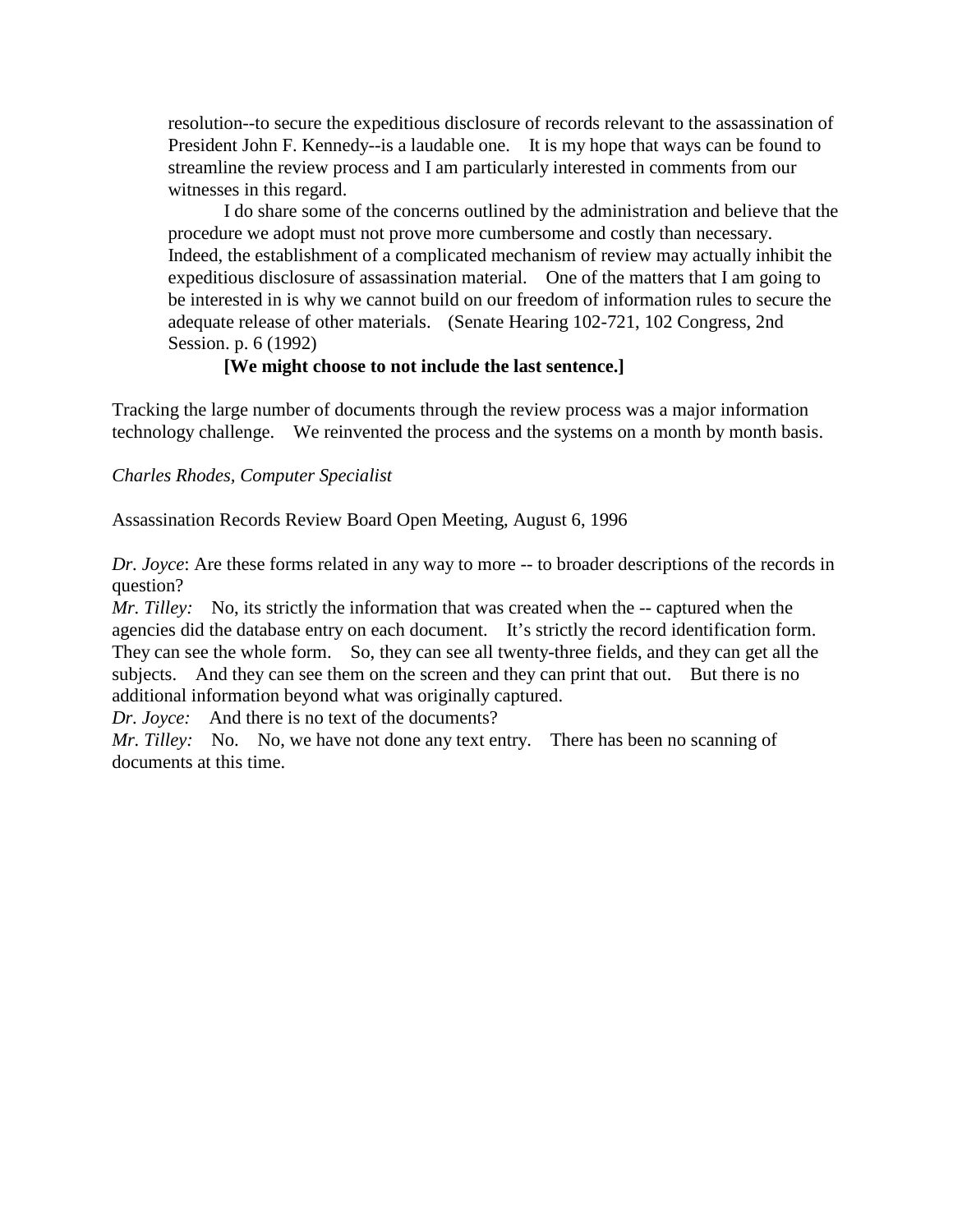> resolution--to secure the expeditious disclosure of records relevant to the assassination of President John F. Kennedy--is a laudable one. It is my hope that ways can be found to streamline the review process and I am particularly interested in comments from our witnesses in this regard.
>
> I do share some of the concerns outlined by the administration and believe that the procedure we adopt must not prove more cumbersome and costly than necessary. Indeed, the establishment of a complicated mechanism of review may actually inhibit the expeditious disclosure of assassination material. One of the matters that I am going to be interested in is why we cannot build on our freedom of information rules to secure the adequate release of other materials. (Senate Hearing 102-721, 102 Congress, 2nd Session. p. 6 (1992)
>
> **[We might choose to not include the last sentence.]**

Tracking the large number of documents through the review process was a major information technology challenge. We reinvented the process and the systems on a month by month basis.

*Charles Rhodes, Computer Specialist*

Assassination Records Review Board Open Meeting, August 6, 1996

*Dr. Joyce*: Are these forms related in any way to more -- to broader descriptions of the records in question?
*Mr. Tilley:* No, its strictly the information that was created when the -- captured when the agencies did the database entry on each document. It's strictly the record identification form. They can see the whole form. So, they can see all twenty-three fields, and they can get all the subjects. And they can see them on the screen and they can print that out. But there is no additional information beyond what was originally captured.
*Dr. Joyce:* And there is no text of the documents?
*Mr. Tilley:* No. No, we have not done any text entry. There has been no scanning of documents at this time.